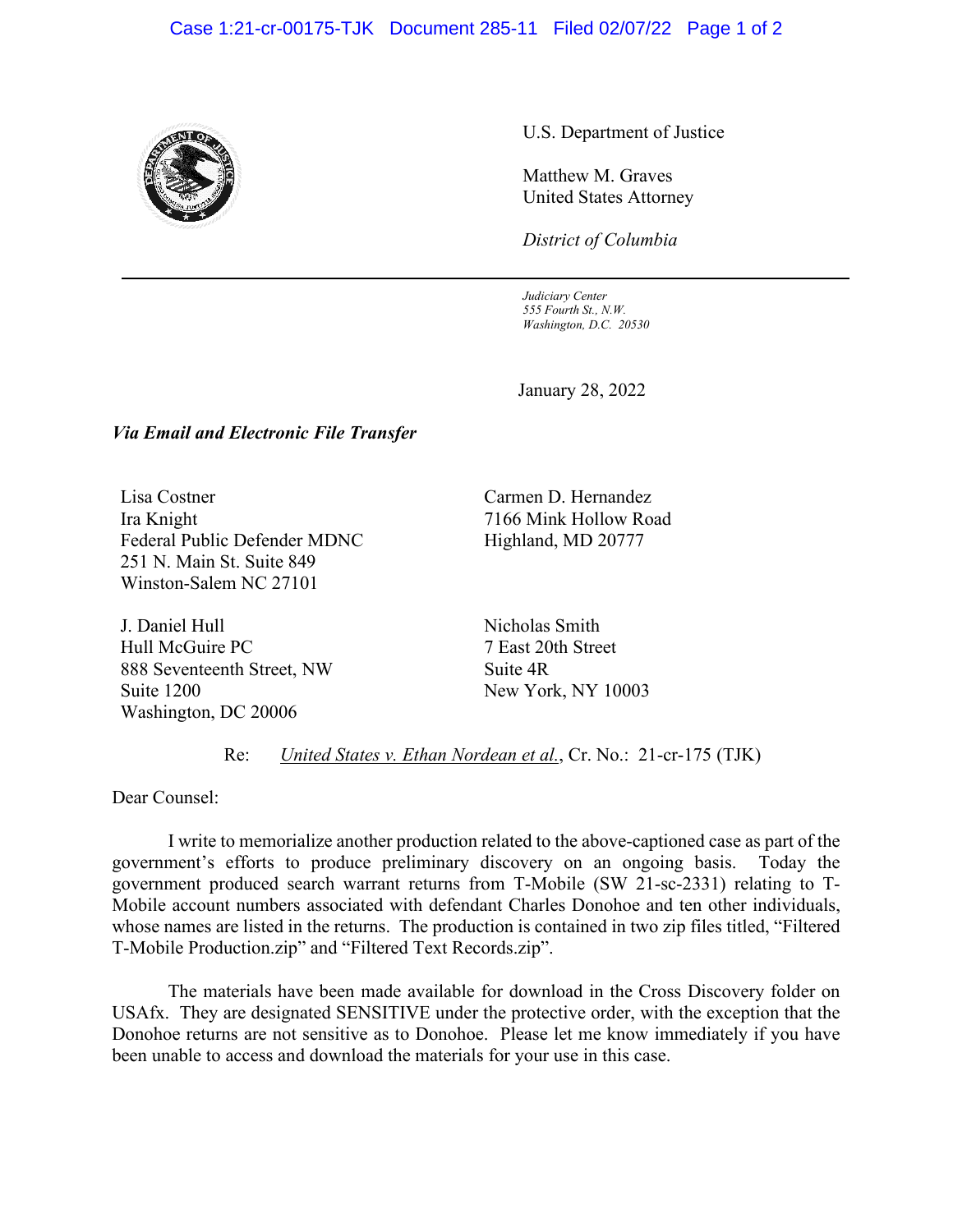U.S. Department of Justice

Matthew M. Graves
United States Attorney

*District of Columbia*

*Judiciary Center*
*555 Fourth St., N.W.*
*Washington, D.C. 20530*

January 28, 2022

***Via Email and Electronic File Transfer***

Lisa Costner
Ira Knight
Federal Public Defender MDNC
251 N. Main St. Suite 849
Winston-Salem NC 27101

Carmen D. Hernandez
7166 Mink Hollow Road
Highland, MD 20777

J. Daniel Hull
Hull McGuire PC
888 Seventeenth Street, NW
Suite 1200
Washington, DC 20006

Nicholas Smith
7 East 20th Street
Suite 4R
New York, NY 10003

Re: United States v. Ethan Nordean et al., Cr. No.: 21-cr-175 (TJK)

Dear Counsel:

I write to memorialize another production related to the above-captioned case as part of the government's efforts to produce preliminary discovery on an ongoing basis. Today the government produced search warrant returns from T-Mobile (SW 21-sc-2331) relating to T-Mobile account numbers associated with defendant Charles Donohoe and ten other individuals, whose names are listed in the returns. The production is contained in two zip files titled, "Filtered T-Mobile Production.zip" and "Filtered Text Records.zip".

The materials have been made available for download in the Cross Discovery folder on USAfx. They are designated SENSITIVE under the protective order, with the exception that the Donohoe returns are not sensitive as to Donohoe. Please let me know immediately if you have been unable to access and download the materials for your use in this case.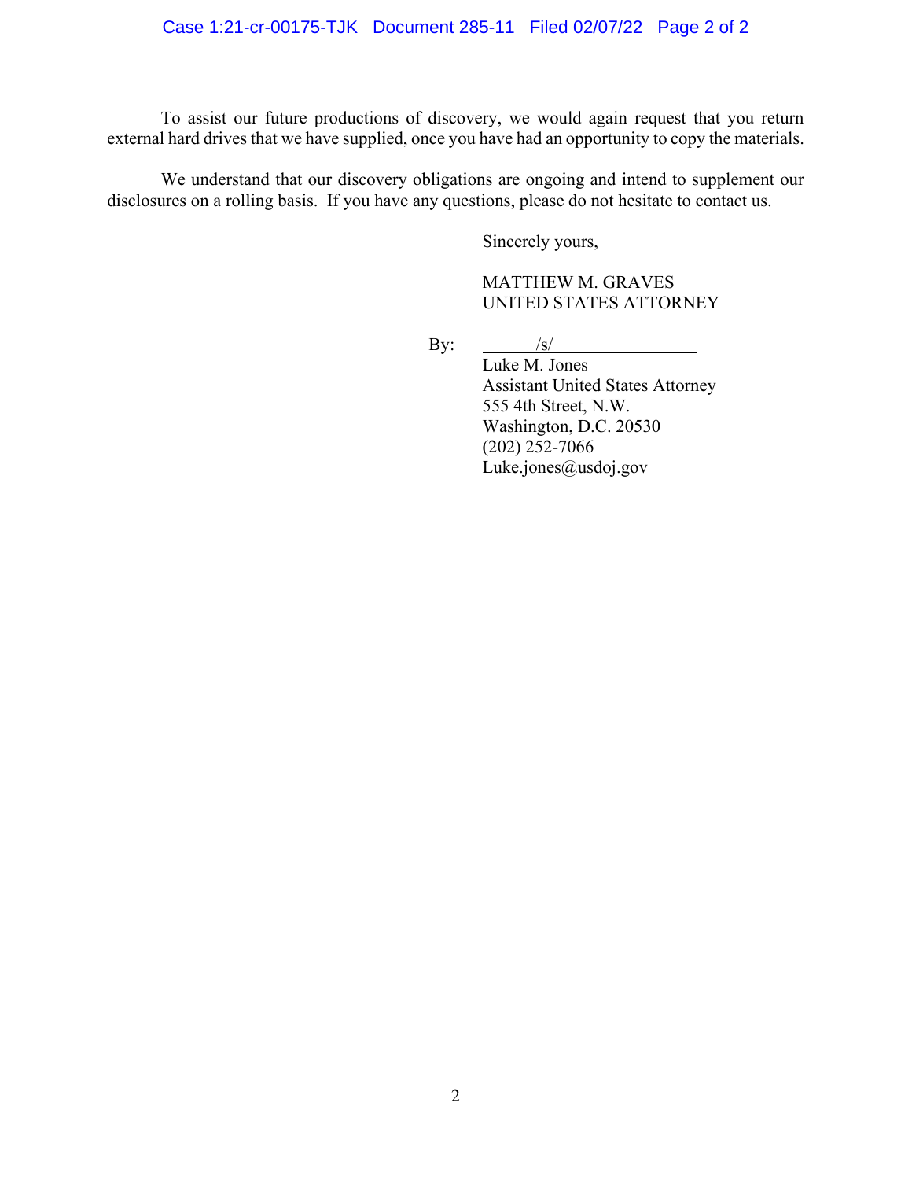To assist our future productions of discovery, we would again request that you return external hard drives that we have supplied, once you have had an opportunity to copy the materials.

We understand that our discovery obligations are ongoing and intend to supplement our disclosures on a rolling basis. If you have any questions, please do not hesitate to contact us.

Sincerely yours,

MATTHEW M. GRAVES
UNITED STATES ATTORNEY

By: /s/
Luke M. Jones
Assistant United States Attorney
555 4th Street, N.W.
Washington, D.C. 20530
(202) 252-7066
Luke.jones@usdoj.gov